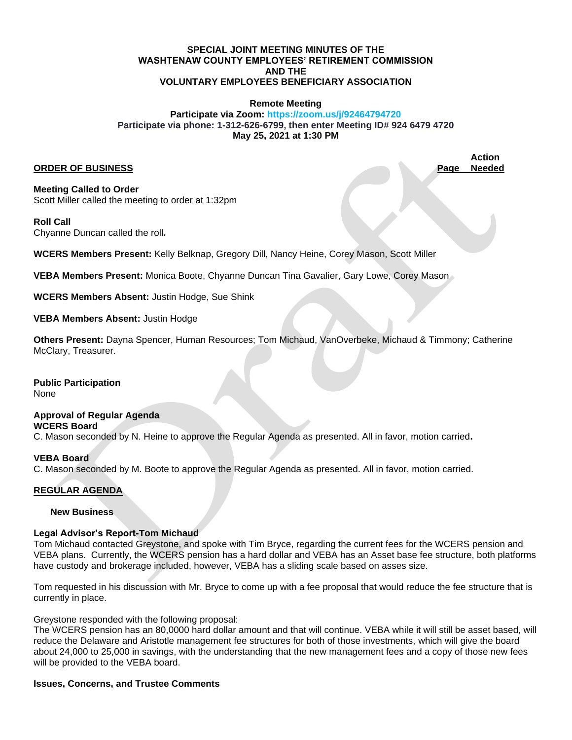**SPECIAL JOINT MEETING MINUTES OF THE**
**WASHTENAW COUNTY EMPLOYEES' RETIREMENT COMMISSION**
**AND THE**
**VOLUNTARY EMPLOYEES BENEFICIARY ASSOCIATION**

**Remote Meeting**
**Participate via Zoom: https://zoom.us/j/92464794720**
**Participate via phone: 1-312-626-6799, then enter Meeting ID# 924 6479 4720**
**May 25, 2021 at 1:30 PM**

| **ORDER OF BUSINESS** | **Page** | **Action Needed** |
|---|---|---|

**Meeting Called to Order**
Scott Miller called the meeting to order at 1:32pm

**Roll Call**
Chyanne Duncan called the roll.

**WCERS Members Present:** Kelly Belknap, Gregory Dill, Nancy Heine, Corey Mason, Scott Miller

**VEBA Members Present:** Monica Boote, Chyanne Duncan Tina Gavalier, Gary Lowe, Corey Mason

**WCERS Members Absent:** Justin Hodge, Sue Shink

**VEBA Members Absent:** Justin Hodge

**Others Present:** Dayna Spencer, Human Resources; Tom Michaud, VanOverbeke, Michaud & Timmony; Catherine McClary, Treasurer.

**Public Participation**
None

**Approval of Regular Agenda**
**WCERS Board**
C. Mason seconded by N. Heine to approve the Regular Agenda as presented. All in favor, motion carried.

**VEBA Board**
C. Mason seconded by M. Boote to approve the Regular Agenda as presented. All in favor, motion carried.

**REGULAR AGENDA**

**New Business**

**Legal Advisor's Report-Tom Michaud**
Tom Michaud contacted Greystone, and spoke with Tim Bryce, regarding the current fees for the WCERS pension and VEBA plans. Currently, the WCERS pension has a hard dollar and VEBA has an Asset base fee structure, both platforms have custody and brokerage included, however, VEBA has a sliding scale based on asses size.

Tom requested in his discussion with Mr. Bryce to come up with a fee proposal that would reduce the fee structure that is currently in place.

Greystone responded with the following proposal:
The WCERS pension has an 80,0000 hard dollar amount and that will continue. VEBA while it will still be asset based, will reduce the Delaware and Aristotle management fee structures for both of those investments, which will give the board about 24,000 to 25,000 in savings, with the understanding that the new management fees and a copy of those new fees will be provided to the VEBA board.

**Issues, Concerns, and Trustee Comments**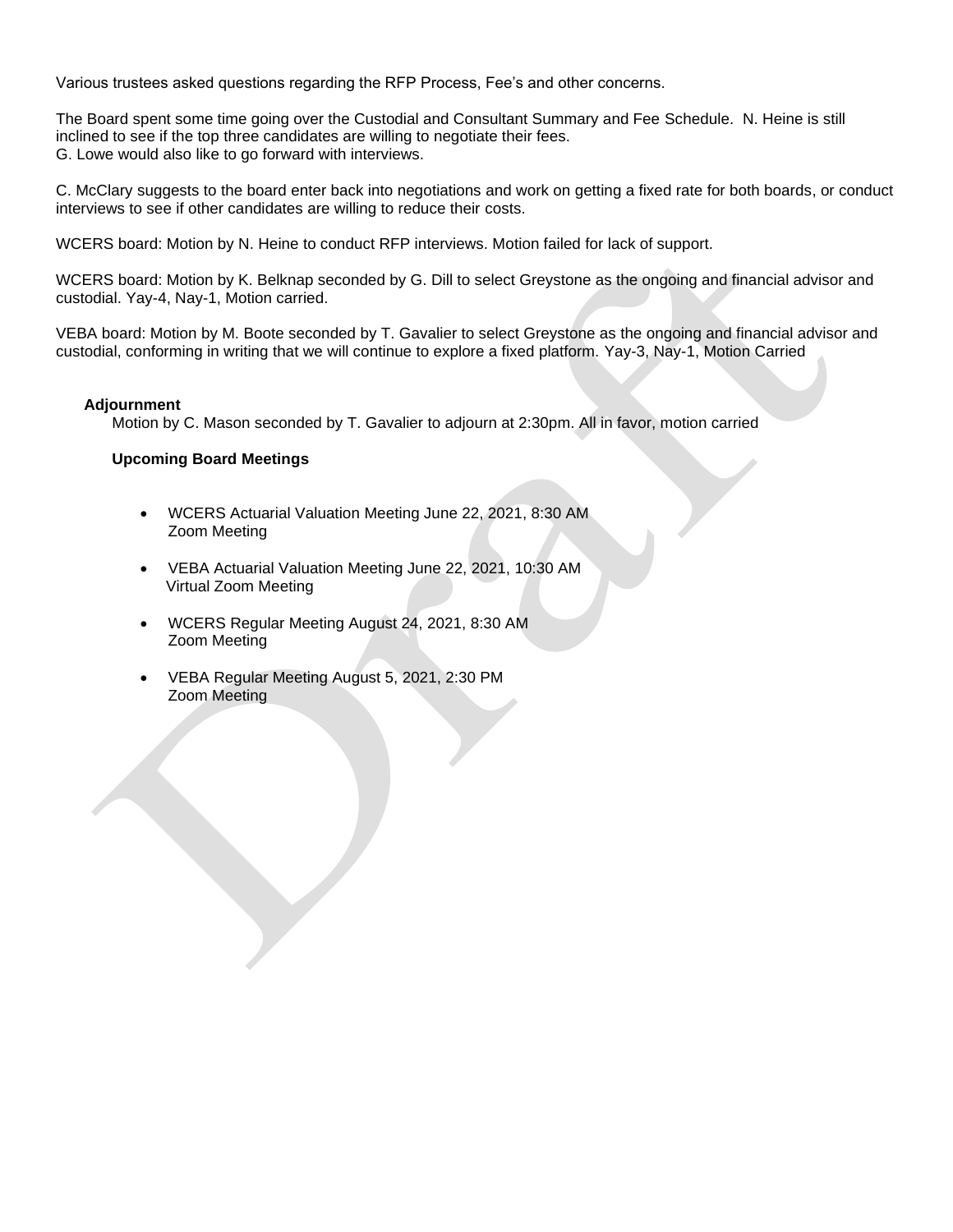Various trustees asked questions regarding the RFP Process, Fee's and other concerns.

The Board spent some time going over the Custodial and Consultant Summary and Fee Schedule. N. Heine is still inclined to see if the top three candidates are willing to negotiate their fees.
G. Lowe would also like to go forward with interviews.

C. McClary suggests to the board enter back into negotiations and work on getting a fixed rate for both boards, or conduct interviews to see if other candidates are willing to reduce their costs.

WCERS board: Motion by N. Heine to conduct RFP interviews. Motion failed for lack of support.

WCERS board: Motion by K. Belknap seconded by G. Dill to select Greystone as the ongoing and financial advisor and custodial. Yay-4, Nay-1, Motion carried.

VEBA board: Motion by M. Boote seconded by T. Gavalier to select Greystone as the ongoing and financial advisor and custodial, conforming in writing that we will continue to explore a fixed platform. Yay-3, Nay-1, Motion Carried

**Adjournment**

Motion by C. Mason seconded by T. Gavalier to adjourn at 2:30pm. All in favor, motion carried

**Upcoming Board Meetings**

- WCERS Actuarial Valuation Meeting June 22, 2021, 8:30 AM
  Zoom Meeting
- VEBA Actuarial Valuation Meeting June 22, 2021, 10:30 AM
  Virtual Zoom Meeting
- WCERS Regular Meeting August 24, 2021, 8:30 AM
  Zoom Meeting
- VEBA Regular Meeting August 5, 2021, 2:30 PM
  Zoom Meeting